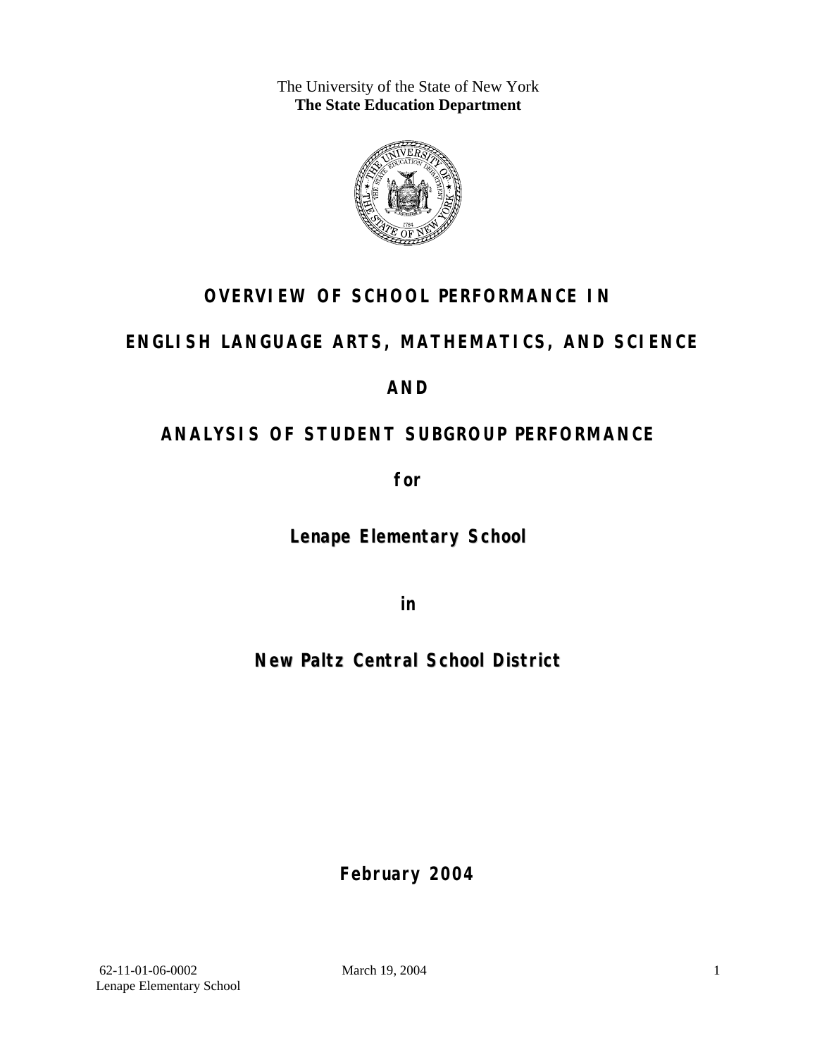The University of the State of New York
**The State Education Department**

# OVERVIEW OF SCHOOL PERFORMANCE IN

# ENGLISH LANGUAGE ARTS, MATHEMATICS, AND SCIENCE

# AND

# ANALYSIS OF STUDENT SUBGROUP PERFORMANCE

**for**

## Lenape Elementary School

**in**

## New Paltz Central School District

**February 2004**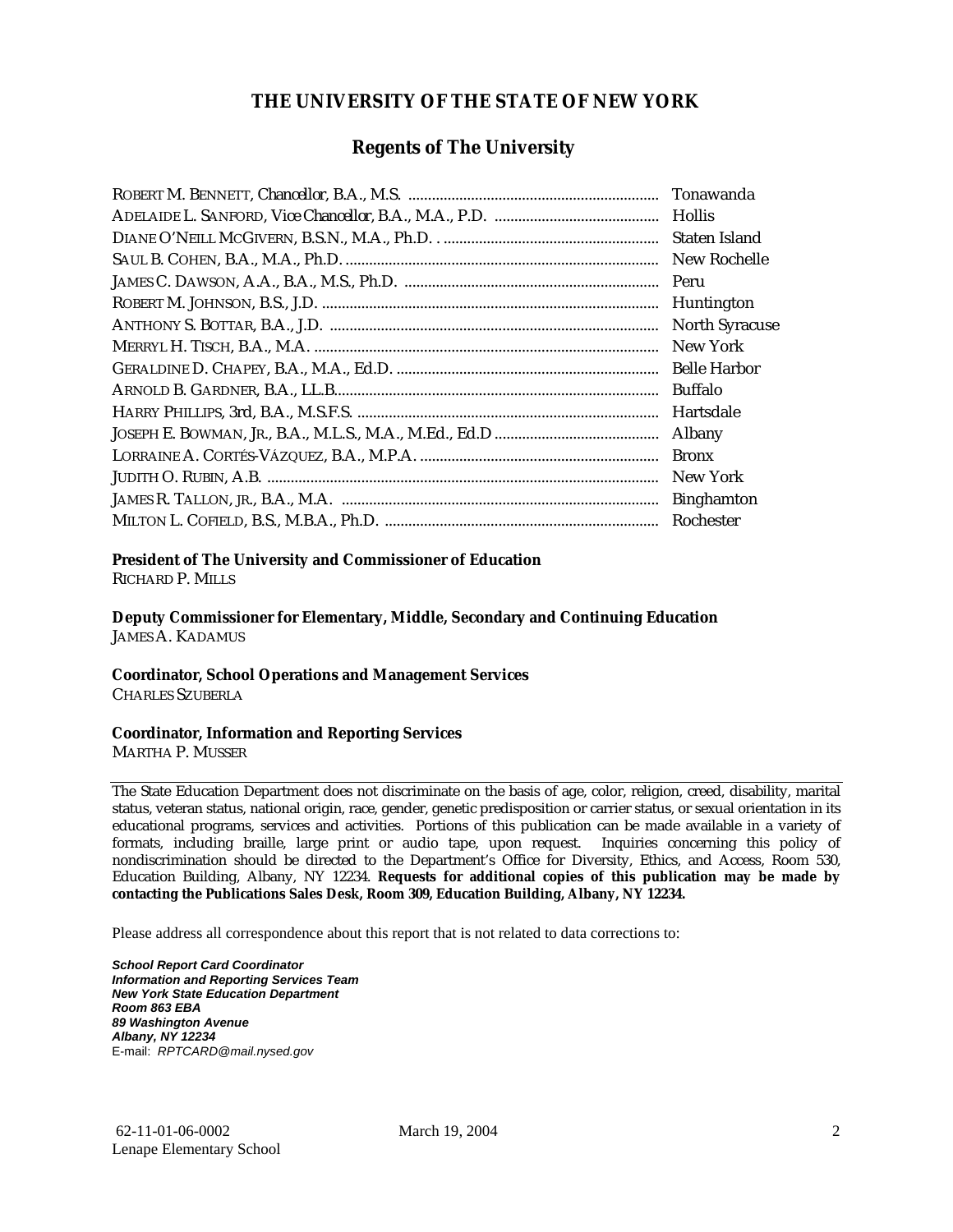# THE UNIVERSITY OF THE STATE OF NEW YORK

## Regents of The University

| | |
|---|---|
| ROBERT M. BENNETT, *Chancellor*, B.A., M.S. | Tonawanda |
| ADELAIDE L. SANFORD, *Vice Chancellor*, B.A., M.A., P.D. | Hollis |
| DIANE O'NEILL MCGIVERN, B.S.N., M.A., Ph.D. | Staten Island |
| SAUL B. COHEN, B.A., M.A., Ph.D. | New Rochelle |
| JAMES C. DAWSON, A.A., B.A., M.S., Ph.D. | Peru |
| ROBERT M. JOHNSON, B.S., J.D. | Huntington |
| ANTHONY S. BOTTAR, B.A., J.D. | North Syracuse |
| MERRYL H. TISCH, B.A., M.A. | New York |
| GERALDINE D. CHAPEY, B.A., M.A., Ed.D. | Belle Harbor |
| ARNOLD B. GARDNER, B.A., LL.B. | Buffalo |
| HARRY PHILLIPS, 3rd, B.A., M.S.F.S. | Hartsdale |
| JOSEPH E. BOWMAN, JR., B.A., M.L.S., M.A., M.Ed., Ed.D | Albany |
| LORRAINE A. CORTÉS-VÁZQUEZ, B.A., M.P.A. | Bronx |
| JUDITH O. RUBIN, A.B. | New York |
| JAMES R. TALLON, JR., B.A., M.A. | Binghamton |
| MILTON L. COFIELD, B.S., M.B.A., Ph.D. | Rochester |

**President of The University and Commissioner of Education**
RICHARD P. MILLS

**Deputy Commissioner for Elementary, Middle, Secondary and Continuing Education**
JAMES A. KADAMUS

**Coordinator, School Operations and Management Services**
CHARLES SZUBERLA

**Coordinator, Information and Reporting Services**
MARTHA P. MUSSER

---

The State Education Department does not discriminate on the basis of age, color, religion, creed, disability, marital status, veteran status, national origin, race, gender, genetic predisposition or carrier status, or sexual orientation in its educational programs, services and activities. Portions of this publication can be made available in a variety of formats, including braille, large print or audio tape, upon request. Inquiries concerning this policy of nondiscrimination should be directed to the Department's Office for Diversity, Ethics, and Access, Room 530, Education Building, Albany, NY 12234. **Requests for additional copies of this publication may be made by contacting the Publications Sales Desk, Room 309, Education Building, Albany, NY 12234.**

Please address all correspondence about this report that is not related to data corrections to:

***School Report Card Coordinator***
***Information and Reporting Services Team***
***New York State Education Department***
***Room 863 EBA***
***89 Washington Avenue***
***Albany, NY 12234***
E-mail: *RPTCARD@mail.nysed.gov*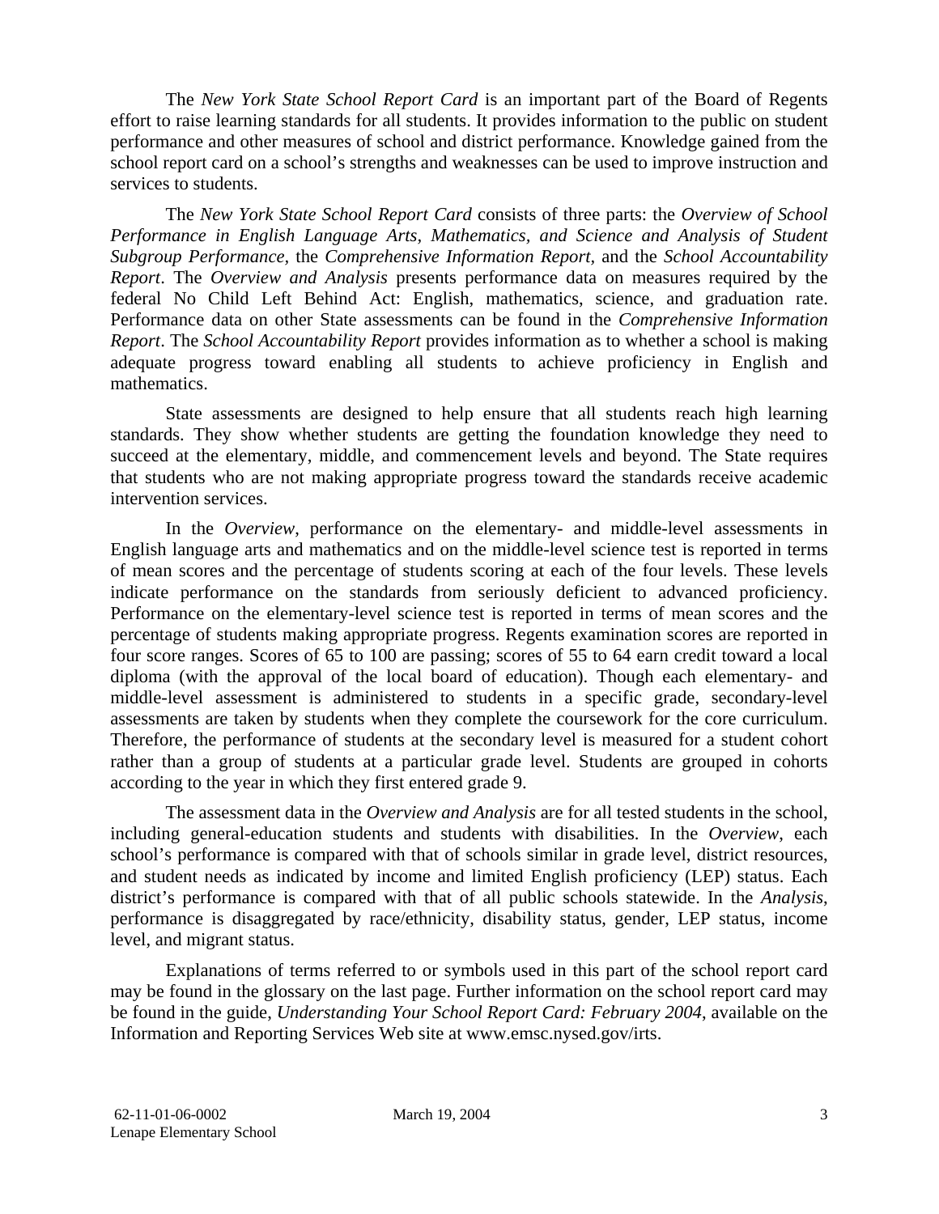The *New York State School Report Card* is an important part of the Board of Regents effort to raise learning standards for all students. It provides information to the public on student performance and other measures of school and district performance. Knowledge gained from the school report card on a school's strengths and weaknesses can be used to improve instruction and services to students.

The *New York State School Report Card* consists of three parts: the *Overview of School Performance in English Language Arts, Mathematics, and Science and Analysis of Student Subgroup Performance,* the *Comprehensive Information Report,* and the *School Accountability Report*. The *Overview and Analysis* presents performance data on measures required by the federal No Child Left Behind Act: English, mathematics, science, and graduation rate. Performance data on other State assessments can be found in the *Comprehensive Information Report*. The *School Accountability Report* provides information as to whether a school is making adequate progress toward enabling all students to achieve proficiency in English and mathematics.

State assessments are designed to help ensure that all students reach high learning standards. They show whether students are getting the foundation knowledge they need to succeed at the elementary, middle, and commencement levels and beyond. The State requires that students who are not making appropriate progress toward the standards receive academic intervention services.

In the *Overview*, performance on the elementary- and middle-level assessments in English language arts and mathematics and on the middle-level science test is reported in terms of mean scores and the percentage of students scoring at each of the four levels. These levels indicate performance on the standards from seriously deficient to advanced proficiency. Performance on the elementary-level science test is reported in terms of mean scores and the percentage of students making appropriate progress. Regents examination scores are reported in four score ranges. Scores of 65 to 100 are passing; scores of 55 to 64 earn credit toward a local diploma (with the approval of the local board of education). Though each elementary- and middle-level assessment is administered to students in a specific grade, secondary-level assessments are taken by students when they complete the coursework for the core curriculum. Therefore, the performance of students at the secondary level is measured for a student cohort rather than a group of students at a particular grade level. Students are grouped in cohorts according to the year in which they first entered grade 9.

The assessment data in the *Overview and Analysis* are for all tested students in the school, including general-education students and students with disabilities. In the *Overview*, each school's performance is compared with that of schools similar in grade level, district resources, and student needs as indicated by income and limited English proficiency (LEP) status. Each district's performance is compared with that of all public schools statewide. In the *Analysis*, performance is disaggregated by race/ethnicity, disability status, gender, LEP status, income level, and migrant status.

Explanations of terms referred to or symbols used in this part of the school report card may be found in the glossary on the last page. Further information on the school report card may be found in the guide, *Understanding Your School Report Card: February 2004*, available on the Information and Reporting Services Web site at www.emsc.nysed.gov/irts.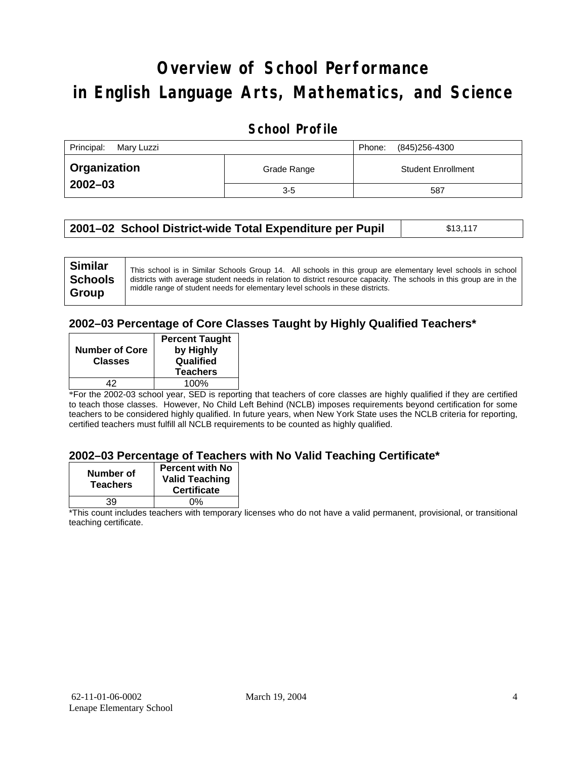# Overview of School Performance in English Language Arts, Mathematics, and Science

## School Profile

| Principal: Mary Luzzi | | Phone: (845)256-4300 |
|---|---|---|
| **Organization 2002–03** | Grade Range | Student Enrollment |
| | 3-5 | 587 |

| 2001–02 School District-wide Total Expenditure per Pupil | $13,117 |
|---|---|

| | |
|---|---|
| **Similar Schools Group** | This school is in Similar Schools Group 14. All schools in this group are elementary level schools in school districts with average student needs in relation to district resource capacity. The schools in this group are in the middle range of student needs for elementary level schools in these districts. |

### 2002–03 Percentage of Core Classes Taught by Highly Qualified Teachers*

| Number of Core Classes | Percent Taught by Highly Qualified Teachers |
|---|---|
| 42 | 100% |

*For the 2002-03 school year, SED is reporting that teachers of core classes are highly qualified if they are certified to teach those classes. However, No Child Left Behind (NCLB) imposes requirements beyond certification for some teachers to be considered highly qualified. In future years, when New York State uses the NCLB criteria for reporting, certified teachers must fulfill all NCLB requirements to be counted as highly qualified.

### 2002–03 Percentage of Teachers with No Valid Teaching Certificate*

| Number of Teachers | Percent with No Valid Teaching Certificate |
|---|---|
| 39 | 0% |

*This count includes teachers with temporary licenses who do not have a valid permanent, provisional, or transitional teaching certificate.

62-11-01-06-0002 March 19, 2004
Lenape Elementary School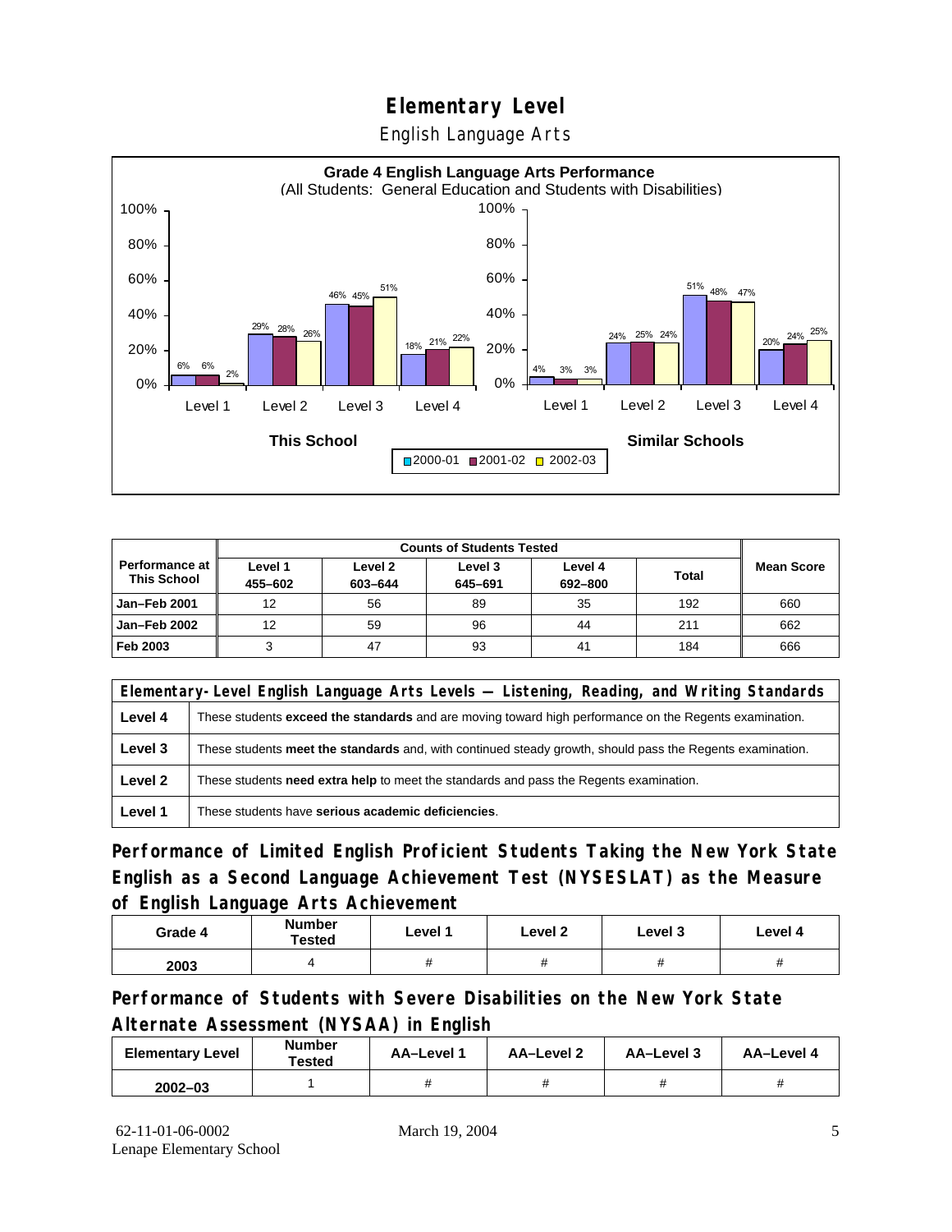# Elementary Level

English Language Arts

Grade 4 English Language Arts Performance
(All Students: General Education and Students with Disabilities)

100%
80%
60%
40%
20%
0%

6% 6% 2%
29% 28% 26%
46% 45% 51%
18% 21% 22%

Level 1 Level 2 Level 3 Level 4

**This School**

4% 3% 3%
24% 25% 24%
51% 48% 47%
20% 24% 25%

Level 1 Level 2 Level 3 Level 4

**Similar Schools**

2000-01 2001-02 2002-03

| Performance at This School | Counts of Students Tested | | | | | Mean Score |
|---|---|---|---|---|---|---|
| | Level 1 455–602 | Level 2 603–644 | Level 3 645–691 | Level 4 692–800 | Total | |
| Jan–Feb 2001 | 12 | 56 | 89 | 35 | 192 | 660 |
| Jan–Feb 2002 | 12 | 59 | 96 | 44 | 211 | 662 |
| Feb 2003 | 3 | 47 | 93 | 41 | 184 | 666 |

| Elementary-Level English Language Arts Levels — Listening, Reading, and Writing Standards | |
|---|---|
| Level 4 | These students **exceed the standards** and are moving toward high performance on the Regents examination. |
| Level 3 | These students **meet the standards** and, with continued steady growth, should pass the Regents examination. |
| Level 2 | These students **need extra help** to meet the standards and pass the Regents examination. |
| Level 1 | These students have **serious academic deficiencies**. |

## Performance of Limited English Proficient Students Taking the New York State English as a Second Language Achievement Test (NYSESLAT) as the Measure of English Language Arts Achievement

| Grade 4 | Number Tested | Level 1 | Level 2 | Level 3 | Level 4 |
|---|---|---|---|---|---|
| 2003 | 4 | # | # | # | # |

## Performance of Students with Severe Disabilities on the New York State Alternate Assessment (NYSAA) in English

| Elementary Level | Number Tested | AA–Level 1 | AA–Level 2 | AA–Level 3 | AA–Level 4 |
|---|---|---|---|---|---|
| 2002–03 | 1 | # | # | # | # |

62-11-01-06-0002
Lenape Elementary School

March 19, 2004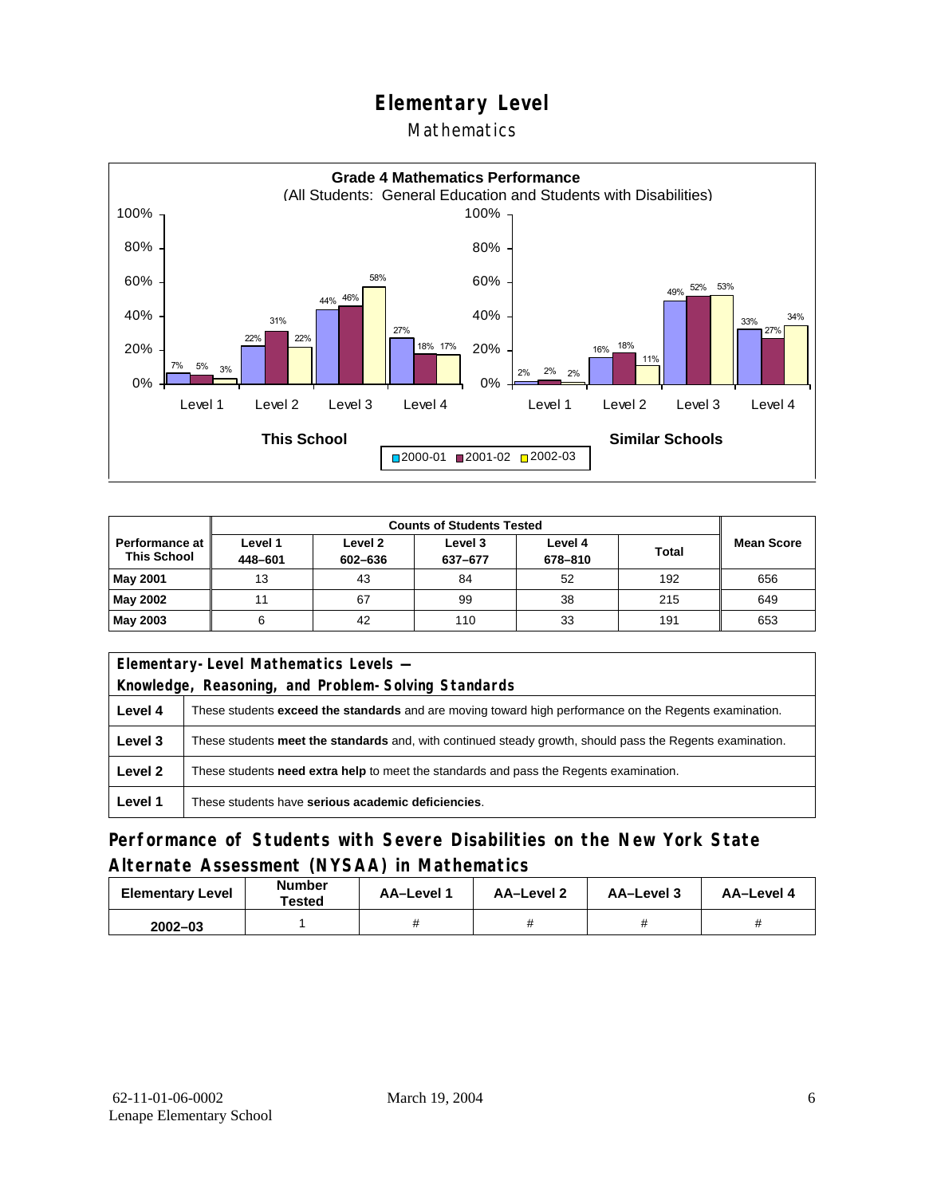# Elementary Level

## Mathematics

**Grade 4 Mathematics Performance**
(All Students: General Education and Students with Disabilities)

100%
80%
60%
40%
20%
0%

7% 5% 3%
22% 31% 22%
44% 46% 58%
27% 18% 17%

Level 1 Level 2 Level 3 Level 4

**This School**

2% 2% 2%
16% 18% 11%
49% 52% 53%
33% 27% 34%

Level 1 Level 2 Level 3 Level 4

**Similar Schools**

2000-01 2001-02 2002-03

| Performance at This School | Counts of Students Tested | | | | | Mean Score |
|---|---|---|---|---|---|---|
| | Level 1 448–601 | Level 2 602–636 | Level 3 637–677 | Level 4 678–810 | Total | |
| **May 2001** | 13 | 43 | 84 | 52 | 192 | 656 |
| **May 2002** | 11 | 67 | 99 | 38 | 215 | 649 |
| **May 2003** | 6 | 42 | 110 | 33 | 191 | 653 |

| Elementary-Level Mathematics Levels — Knowledge, Reasoning, and Problem-Solving Standards | |
|---|---|
| **Level 4** | These students **exceed the standards** and are moving toward high performance on the Regents examination. |
| **Level 3** | These students **meet the standards** and, with continued steady growth, should pass the Regents examination. |
| **Level 2** | These students **need extra help** to meet the standards and pass the Regents examination. |
| **Level 1** | These students have **serious academic deficiencies**. |

## Performance of Students with Severe Disabilities on the New York State Alternate Assessment (NYSAA) in Mathematics

| Elementary Level | Number Tested | AA–Level 1 | AA–Level 2 | AA–Level 3 | AA–Level 4 |
|---|---|---|---|---|---|
| **2002–03** | 1 | # | # | # | # |

62-11-01-06-0002
Lenape Elementary School

March 19, 2004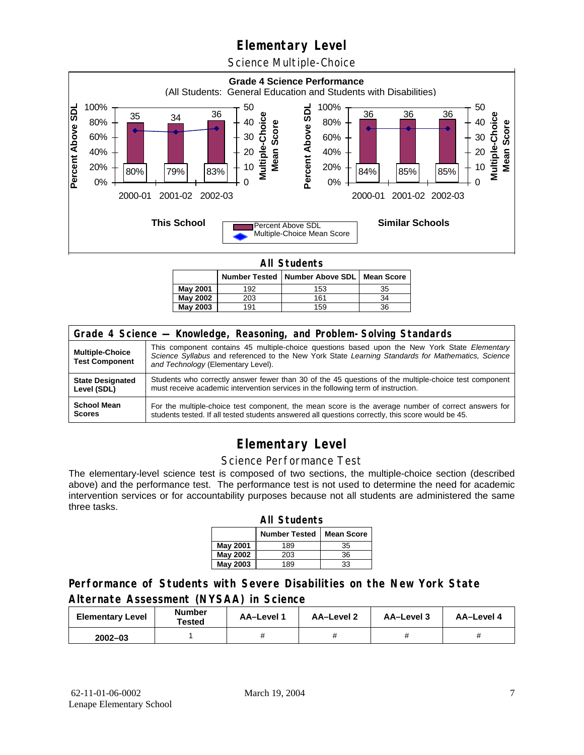# Elementary Level

## Science Multiple-Choice

**Grade 4 Science Performance**
(All Students: General Education and Students with Disabilities)

Percent Above SDL
Multiple-Choice Mean Score

100%
80%
60%
40%
20%
0%

50
40
30
20
10
0

**This School**

35 34 36
80% 79% 83%
2000-01 2001-02 2002-03

**Similar Schools**

36 36 36
84% 85% 85%
2000-01 2001-02 2002-03

Percent Above SDL
Multiple-Choice Mean Score

### All Students

| | Number Tested | Number Above SDL | Mean Score |
|---|---|---|---|
| **May 2001** | 192 | 153 | 35 |
| **May 2002** | 203 | 161 | 34 |
| **May 2003** | 191 | 159 | 36 |

| Grade 4 Science — Knowledge, Reasoning, and Problem-Solving Standards | |
|---|---|
| **Multiple-Choice Test Component** | This component contains 45 multiple-choice questions based upon the New York State *Elementary Science Syllabus* and referenced to the New York State *Learning Standards for Mathematics, Science and Technology* (Elementary Level). |
| **State Designated Level (SDL)** | Students who correctly answer fewer than 30 of the 45 questions of the multiple-choice test component must receive academic intervention services in the following term of instruction. |
| **School Mean Scores** | For the multiple-choice test component, the mean score is the average number of correct answers for students tested. If all tested students answered all questions correctly, this score would be 45. |

# Elementary Level

## Science Performance Test

The elementary-level science test is composed of two sections, the multiple-choice section (described above) and the performance test. The performance test is not used to determine the need for academic intervention services or for accountability purposes because not all students are administered the same three tasks.

### All Students

| | Number Tested | Mean Score |
|---|---|---|
| **May 2001** | 189 | 35 |
| **May 2002** | 203 | 36 |
| **May 2003** | 189 | 33 |

## Performance of Students with Severe Disabilities on the New York State Alternate Assessment (NYSAA) in Science

| Elementary Level | Number Tested | AA–Level 1 | AA–Level 2 | AA–Level 3 | AA–Level 4 |
|---|---|---|---|---|---|
| **2002–03** | 1 | # | # | # | # |

62-11-01-06-0002
Lenape Elementary School

March 19, 2004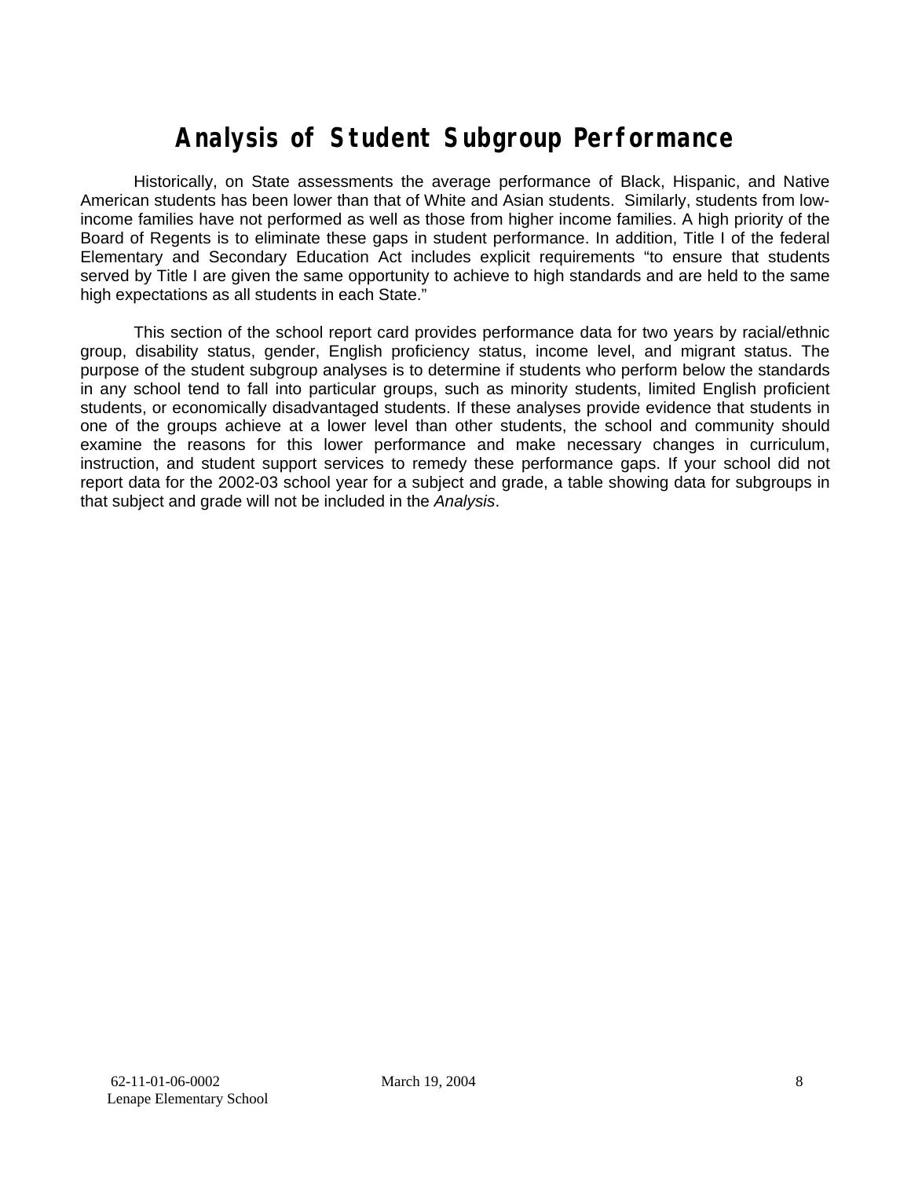# Analysis of Student Subgroup Performance

Historically, on State assessments the average performance of Black, Hispanic, and Native American students has been lower than that of White and Asian students. Similarly, students from low-income families have not performed as well as those from higher income families. A high priority of the Board of Regents is to eliminate these gaps in student performance. In addition, Title I of the federal Elementary and Secondary Education Act includes explicit requirements "to ensure that students served by Title I are given the same opportunity to achieve to high standards and are held to the same high expectations as all students in each State."

This section of the school report card provides performance data for two years by racial/ethnic group, disability status, gender, English proficiency status, income level, and migrant status. The purpose of the student subgroup analyses is to determine if students who perform below the standards in any school tend to fall into particular groups, such as minority students, limited English proficient students, or economically disadvantaged students. If these analyses provide evidence that students in one of the groups achieve at a lower level than other students, the school and community should examine the reasons for this lower performance and make necessary changes in curriculum, instruction, and student support services to remedy these performance gaps. If your school did not report data for the 2002-03 school year for a subject and grade, a table showing data for subgroups in that subject and grade will not be included in the *Analysis*.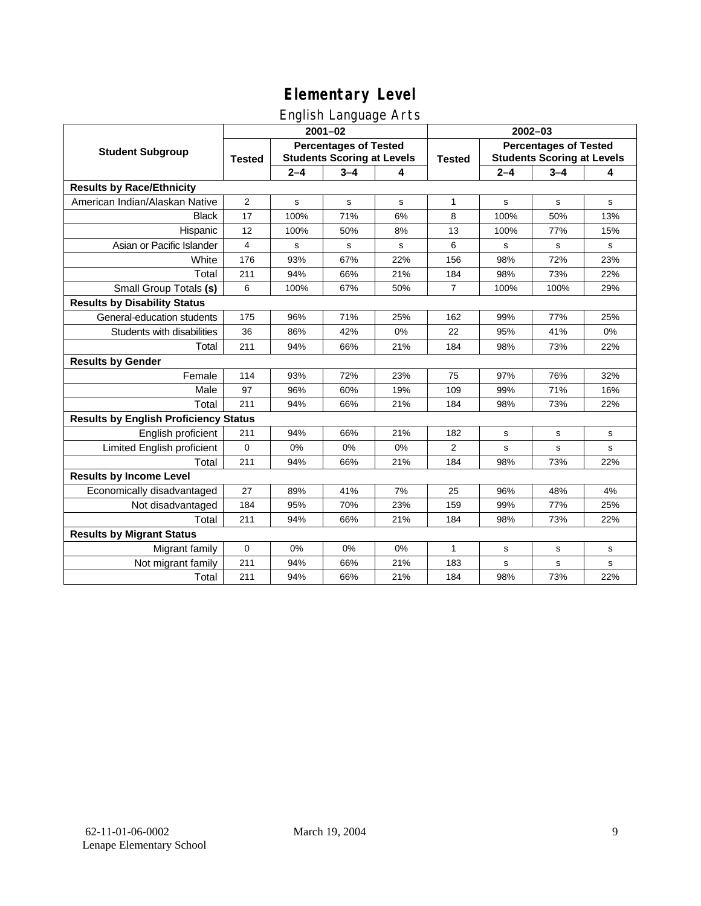# Elementary Level

## English Language Arts

| Student Subgroup | 2001–02 | | | | 2002–03 | | | |
|---|---|---|---|---|---|---|---|---|
| | Tested | Percentages of Tested Students Scoring at Levels | | | Tested | Percentages of Tested Students Scoring at Levels | | |
| | | 2–4 | 3–4 | 4 | | 2–4 | 3–4 | 4 |
| **Results by Race/Ethnicity** | | | | | | | | |
| American Indian/Alaskan Native | 2 | s | s | s | 1 | s | s | s |
| Black | 17 | 100% | 71% | 6% | 8 | 100% | 50% | 13% |
| Hispanic | 12 | 100% | 50% | 8% | 13 | 100% | 77% | 15% |
| Asian or Pacific Islander | 4 | s | s | s | 6 | s | s | s |
| White | 176 | 93% | 67% | 22% | 156 | 98% | 72% | 23% |
| Total | 211 | 94% | 66% | 21% | 184 | 98% | 73% | 22% |
| Small Group Totals **(s)** | 6 | 100% | 67% | 50% | 7 | 100% | 100% | 29% |
| **Results by Disability Status** | | | | | | | | |
| General-education students | 175 | 96% | 71% | 25% | 162 | 99% | 77% | 25% |
| Students with disabilities | 36 | 86% | 42% | 0% | 22 | 95% | 41% | 0% |
| Total | 211 | 94% | 66% | 21% | 184 | 98% | 73% | 22% |
| **Results by Gender** | | | | | | | | |
| Female | 114 | 93% | 72% | 23% | 75 | 97% | 76% | 32% |
| Male | 97 | 96% | 60% | 19% | 109 | 99% | 71% | 16% |
| Total | 211 | 94% | 66% | 21% | 184 | 98% | 73% | 22% |
| **Results by English Proficiency Status** | | | | | | | | |
| English proficient | 211 | 94% | 66% | 21% | 182 | s | s | s |
| Limited English proficient | 0 | 0% | 0% | 0% | 2 | s | s | s |
| Total | 211 | 94% | 66% | 21% | 184 | 98% | 73% | 22% |
| **Results by Income Level** | | | | | | | | |
| Economically disadvantaged | 27 | 89% | 41% | 7% | 25 | 96% | 48% | 4% |
| Not disadvantaged | 184 | 95% | 70% | 23% | 159 | 99% | 77% | 25% |
| Total | 211 | 94% | 66% | 21% | 184 | 98% | 73% | 22% |
| **Results by Migrant Status** | | | | | | | | |
| Migrant family | 0 | 0% | 0% | 0% | 1 | s | s | s |
| Not migrant family | 211 | 94% | 66% | 21% | 183 | s | s | s |
| Total | 211 | 94% | 66% | 21% | 184 | 98% | 73% | 22% |

62-11-01-06-0002
Lenape Elementary School

March 19, 2004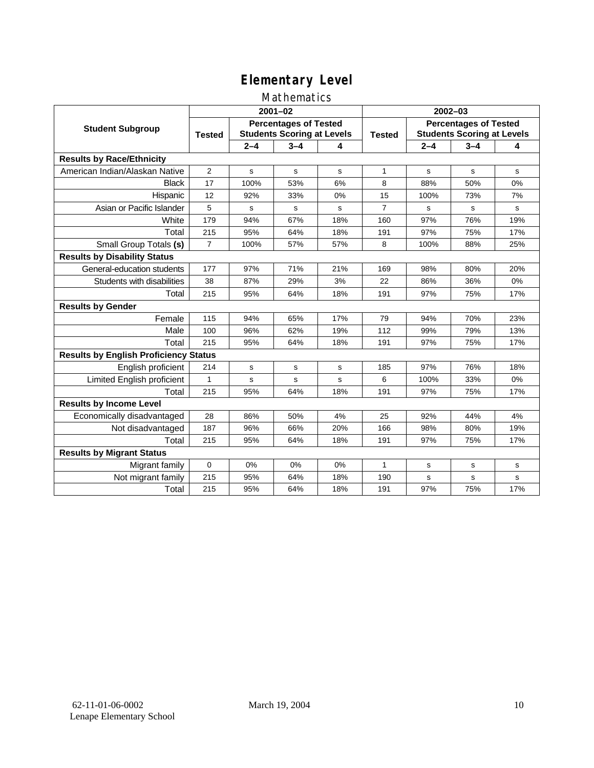# Elementary Level

## Mathematics

| Student Subgroup | 2001–02 | | | | 2002–03 | | | |
|---|---|---|---|---|---|---|---|---|
| | Tested | Percentages of Tested Students Scoring at Levels | | | Tested | Percentages of Tested Students Scoring at Levels | | |
| | | 2–4 | 3–4 | 4 | | 2–4 | 3–4 | 4 |
| **Results by Race/Ethnicity** | | | | | | | | |
| American Indian/Alaskan Native | 2 | s | s | s | 1 | s | s | s |
| Black | 17 | 100% | 53% | 6% | 8 | 88% | 50% | 0% |
| Hispanic | 12 | 92% | 33% | 0% | 15 | 100% | 73% | 7% |
| Asian or Pacific Islander | 5 | s | s | s | 7 | s | s | s |
| White | 179 | 94% | 67% | 18% | 160 | 97% | 76% | 19% |
| Total | 215 | 95% | 64% | 18% | 191 | 97% | 75% | 17% |
| Small Group Totals **(s)** | 7 | 100% | 57% | 57% | 8 | 100% | 88% | 25% |
| **Results by Disability Status** | | | | | | | | |
| General-education students | 177 | 97% | 71% | 21% | 169 | 98% | 80% | 20% |
| Students with disabilities | 38 | 87% | 29% | 3% | 22 | 86% | 36% | 0% |
| Total | 215 | 95% | 64% | 18% | 191 | 97% | 75% | 17% |
| **Results by Gender** | | | | | | | | |
| Female | 115 | 94% | 65% | 17% | 79 | 94% | 70% | 23% |
| Male | 100 | 96% | 62% | 19% | 112 | 99% | 79% | 13% |
| Total | 215 | 95% | 64% | 18% | 191 | 97% | 75% | 17% |
| **Results by English Proficiency Status** | | | | | | | | |
| English proficient | 214 | s | s | s | 185 | 97% | 76% | 18% |
| Limited English proficient | 1 | s | s | s | 6 | 100% | 33% | 0% |
| Total | 215 | 95% | 64% | 18% | 191 | 97% | 75% | 17% |
| **Results by Income Level** | | | | | | | | |
| Economically disadvantaged | 28 | 86% | 50% | 4% | 25 | 92% | 44% | 4% |
| Not disadvantaged | 187 | 96% | 66% | 20% | 166 | 98% | 80% | 19% |
| Total | 215 | 95% | 64% | 18% | 191 | 97% | 75% | 17% |
| **Results by Migrant Status** | | | | | | | | |
| Migrant family | 0 | 0% | 0% | 0% | 1 | s | s | s |
| Not migrant family | 215 | 95% | 64% | 18% | 190 | s | s | s |
| Total | 215 | 95% | 64% | 18% | 191 | 97% | 75% | 17% |

62-11-01-06-0002
Lenape Elementary School

March 19, 2004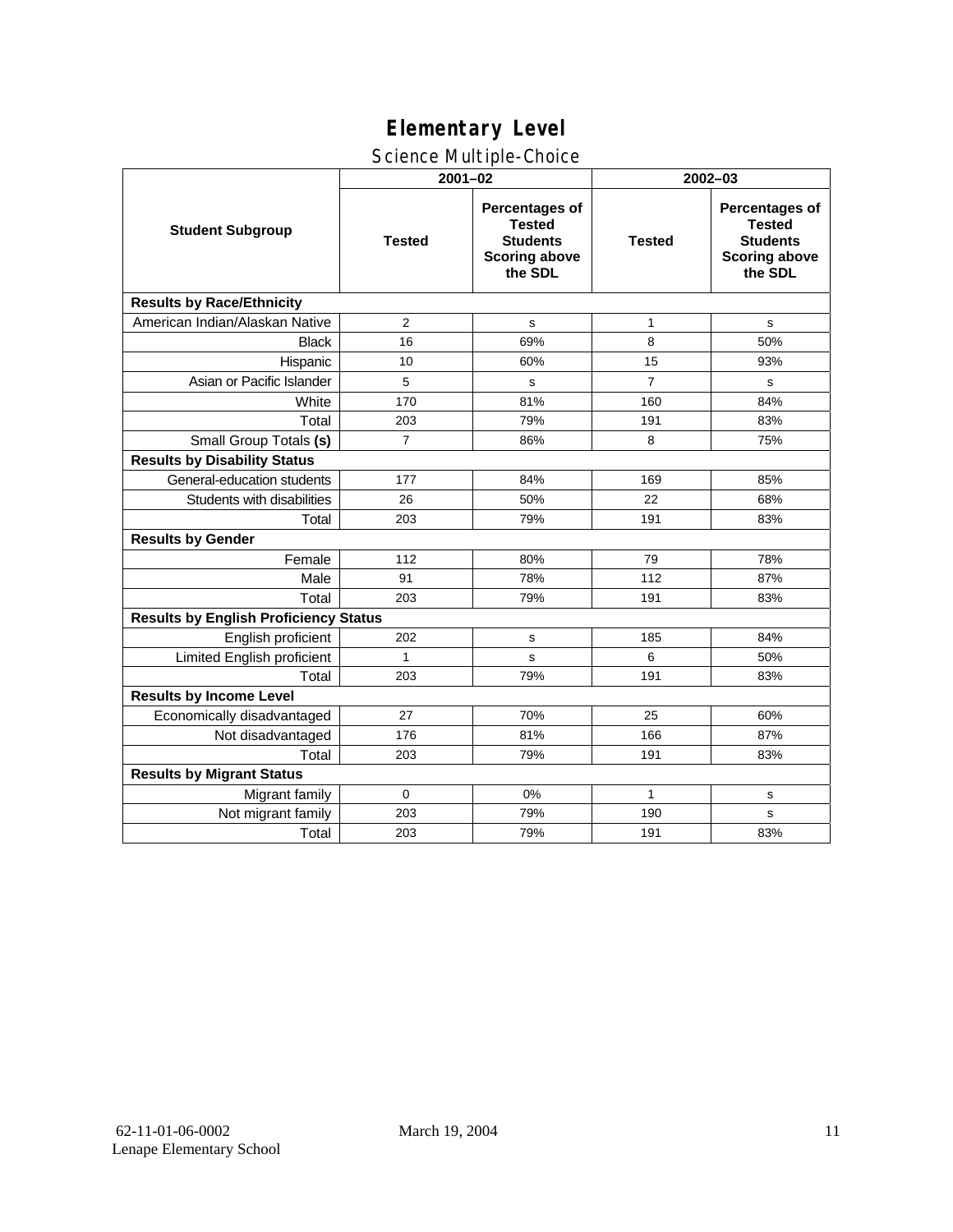# Elementary Level

## Science Multiple-Choice

| Student Subgroup | 2001–02 | | 2002–03 | |
|---|---|---|---|---|
| | Tested | Percentages of Tested Students Scoring above the SDL | Tested | Percentages of Tested Students Scoring above the SDL |
| **Results by Race/Ethnicity** | | | | |
| American Indian/Alaskan Native | 2 | s | 1 | s |
| Black | 16 | 69% | 8 | 50% |
| Hispanic | 10 | 60% | 15 | 93% |
| Asian or Pacific Islander | 5 | s | 7 | s |
| White | 170 | 81% | 160 | 84% |
| Total | 203 | 79% | 191 | 83% |
| Small Group Totals **(s)** | 7 | 86% | 8 | 75% |
| **Results by Disability Status** | | | | |
| General-education students | 177 | 84% | 169 | 85% |
| Students with disabilities | 26 | 50% | 22 | 68% |
| Total | 203 | 79% | 191 | 83% |
| **Results by Gender** | | | | |
| Female | 112 | 80% | 79 | 78% |
| Male | 91 | 78% | 112 | 87% |
| Total | 203 | 79% | 191 | 83% |
| **Results by English Proficiency Status** | | | | |
| English proficient | 202 | s | 185 | 84% |
| Limited English proficient | 1 | s | 6 | 50% |
| Total | 203 | 79% | 191 | 83% |
| **Results by Income Level** | | | | |
| Economically disadvantaged | 27 | 70% | 25 | 60% |
| Not disadvantaged | 176 | 81% | 166 | 87% |
| Total | 203 | 79% | 191 | 83% |
| **Results by Migrant Status** | | | | |
| Migrant family | 0 | 0% | 1 | s |
| Not migrant family | 203 | 79% | 190 | s |
| Total | 203 | 79% | 191 | 83% |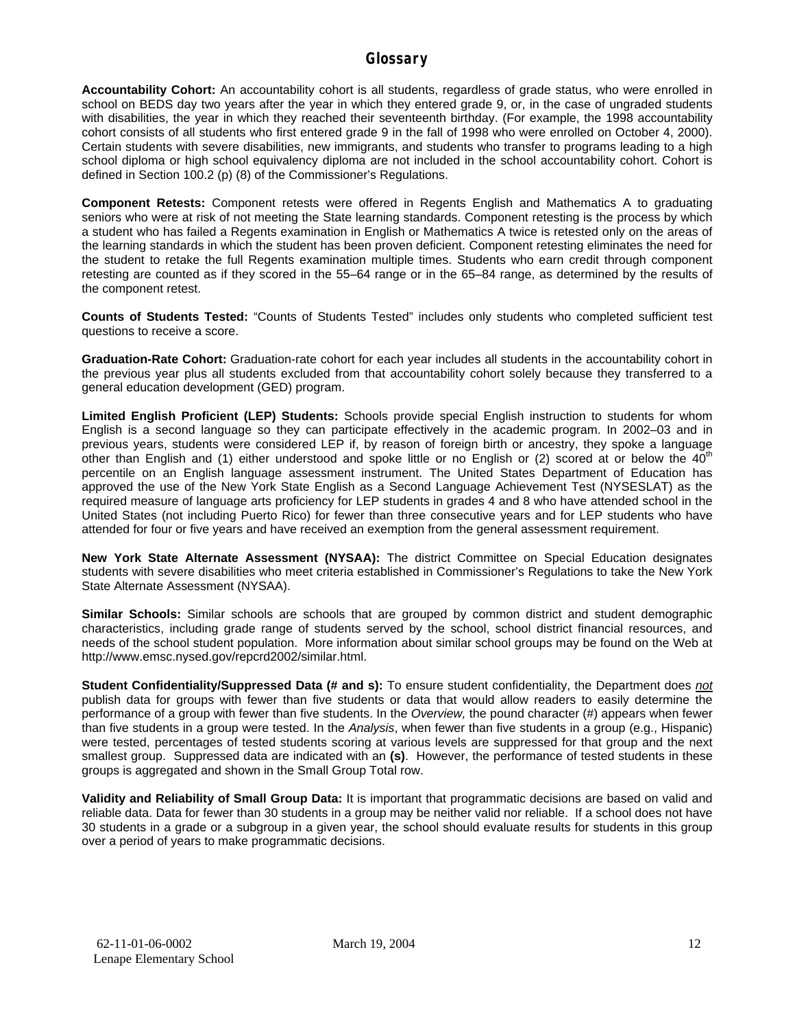# Glossary

**Accountability Cohort:** An accountability cohort is all students, regardless of grade status, who were enrolled in school on BEDS day two years after the year in which they entered grade 9, or, in the case of ungraded students with disabilities, the year in which they reached their seventeenth birthday. (For example, the 1998 accountability cohort consists of all students who first entered grade 9 in the fall of 1998 who were enrolled on October 4, 2000). Certain students with severe disabilities, new immigrants, and students who transfer to programs leading to a high school diploma or high school equivalency diploma are not included in the school accountability cohort. Cohort is defined in Section 100.2 (p) (8) of the Commissioner's Regulations.

**Component Retests:** Component retests were offered in Regents English and Mathematics A to graduating seniors who were at risk of not meeting the State learning standards. Component retesting is the process by which a student who has failed a Regents examination in English or Mathematics A twice is retested only on the areas of the learning standards in which the student has been proven deficient. Component retesting eliminates the need for the student to retake the full Regents examination multiple times. Students who earn credit through component retesting are counted as if they scored in the 55–64 range or in the 65–84 range, as determined by the results of the component retest.

**Counts of Students Tested:** "Counts of Students Tested" includes only students who completed sufficient test questions to receive a score.

**Graduation-Rate Cohort:** Graduation-rate cohort for each year includes all students in the accountability cohort in the previous year plus all students excluded from that accountability cohort solely because they transferred to a general education development (GED) program.

**Limited English Proficient (LEP) Students:** Schools provide special English instruction to students for whom English is a second language so they can participate effectively in the academic program. In 2002–03 and in previous years, students were considered LEP if, by reason of foreign birth or ancestry, they spoke a language other than English and (1) either understood and spoke little or no English or (2) scored at or below the 40th percentile on an English language assessment instrument. The United States Department of Education has approved the use of the New York State English as a Second Language Achievement Test (NYSESLAT) as the required measure of language arts proficiency for LEP students in grades 4 and 8 who have attended school in the United States (not including Puerto Rico) for fewer than three consecutive years and for LEP students who have attended for four or five years and have received an exemption from the general assessment requirement.

**New York State Alternate Assessment (NYSAA):** The district Committee on Special Education designates students with severe disabilities who meet criteria established in Commissioner's Regulations to take the New York State Alternate Assessment (NYSAA).

**Similar Schools:** Similar schools are schools that are grouped by common district and student demographic characteristics, including grade range of students served by the school, school district financial resources, and needs of the school student population. More information about similar school groups may be found on the Web at http://www.emsc.nysed.gov/repcrd2002/similar.html.

**Student Confidentiality/Suppressed Data (# and s):** To ensure student confidentiality, the Department does *not* publish data for groups with fewer than five students or data that would allow readers to easily determine the performance of a group with fewer than five students. In the *Overview,* the pound character (#) appears when fewer than five students in a group were tested. In the *Analysis*, when fewer than five students in a group (e.g., Hispanic) were tested, percentages of tested students scoring at various levels are suppressed for that group and the next smallest group. Suppressed data are indicated with an **(s)**. However, the performance of tested students in these groups is aggregated and shown in the Small Group Total row.

**Validity and Reliability of Small Group Data:** It is important that programmatic decisions are based on valid and reliable data. Data for fewer than 30 students in a group may be neither valid nor reliable. If a school does not have 30 students in a grade or a subgroup in a given year, the school should evaluate results for students in this group over a period of years to make programmatic decisions.